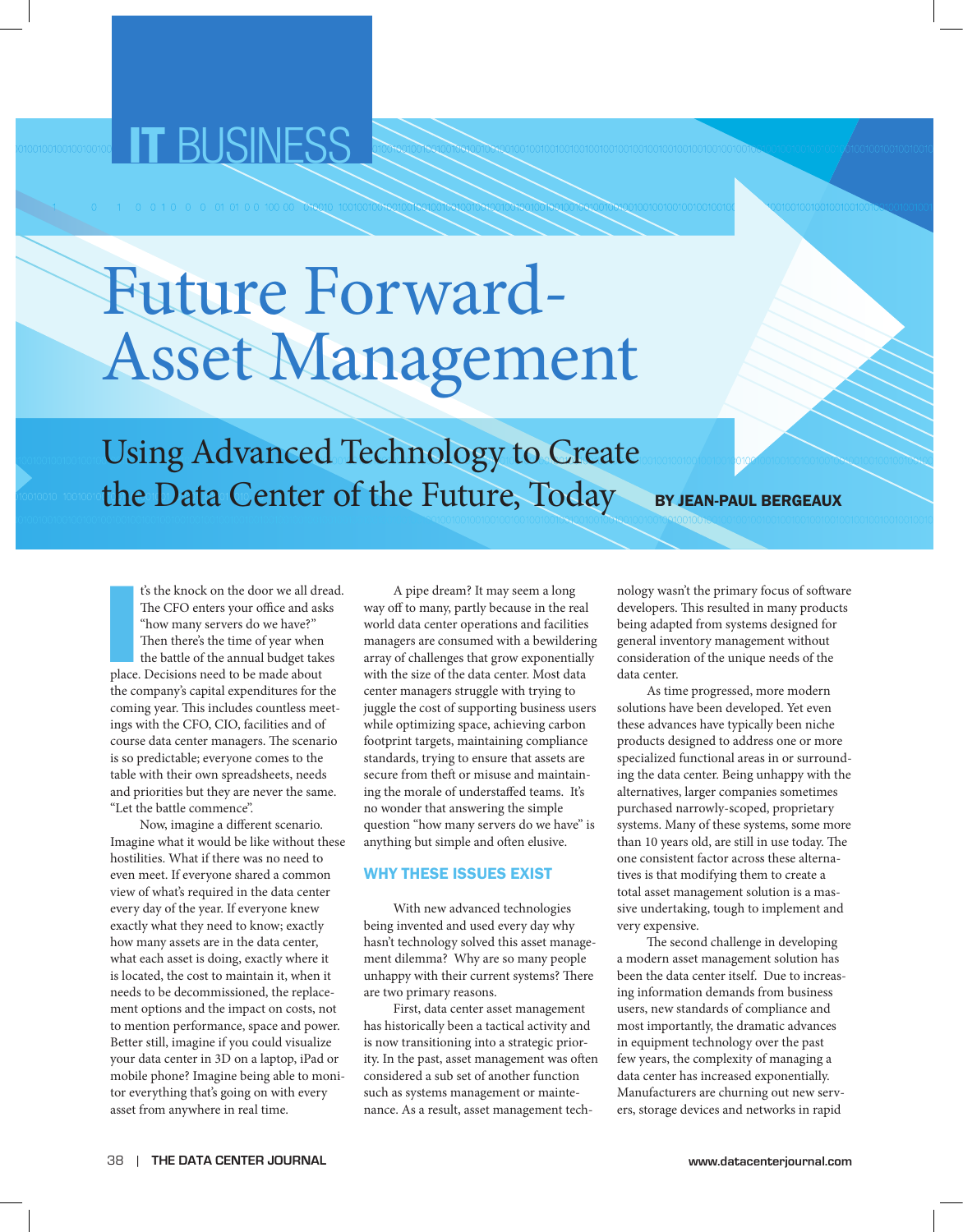IT BUSINESS

# Future Forward-Asset Management

## Using Advanced Technology to Create the Data Center of the Future, Today

**BY JEAN-PAUL BERGEAUX**

It's the knock on the door we all dread. The CFO enters your office and asks "how many servers do we have?" Then there's the time of year when the battle of the annual budget takes place. Decisions need to be made about the company's capital expenditures for the coming year. This includes countless meetings with the CFO, CIO, facilities and of course data center managers. The scenario is so predictable; everyone comes to the table with their own spreadsheets, needs and priorities but they are never the same. "Let the battle commence".

Now, imagine a different scenario. Imagine what it would be like without these hostilities. What if there was no need to even meet. If everyone shared a common view of what's required in the data center every day of the year. If everyone knew exactly what they need to know; exactly how many assets are in the data center, what each asset is doing, exactly where it is located, the cost to maintain it, when it needs to be decommissioned, the replacement options and the impact on costs, not to mention performance, space and power. Better still, imagine if you could visualize your data center in 3D on a laptop, iPad or mobile phone? Imagine being able to monitor everything that's going on with every asset from anywhere in real time.

A pipe dream? It may seem a long way off to many, partly because in the real world data center operations and facilities managers are consumed with a bewildering array of challenges that grow exponentially with the size of the data center. Most data center managers struggle with trying to juggle the cost of supporting business users while optimizing space, achieving carbon footprint targets, maintaining compliance standards, trying to ensure that assets are secure from theft or misuse and maintaining the morale of understaffed teams. It's no wonder that answering the simple question "how many servers do we have" is anything but simple and often elusive.

### WHY THESE ISSUES EXIST

With new advanced technologies being invented and used every day why hasn't technology solved this asset management dilemma? Why are so many people unhappy with their current systems? There are two primary reasons.

First, data center asset management has historically been a tactical activity and is now transitioning into a strategic priority. In the past, asset management was often considered a sub set of another function such as systems management or maintenance. As a result, asset management technology wasn't the primary focus of software developers. This resulted in many products being adapted from systems designed for general inventory management without consideration of the unique needs of the data center.

As time progressed, more modern solutions have been developed. Yet even these advances have typically been niche products designed to address one or more specialized functional areas in or surrounding the data center. Being unhappy with the alternatives, larger companies sometimes purchased narrowly-scoped, proprietary systems. Many of these systems, some more than 10 years old, are still in use today. The one consistent factor across these alternatives is that modifying them to create a total asset management solution is a massive undertaking, tough to implement and very expensive.

The second challenge in developing a modern asset management solution has been the data center itself. Due to increasing information demands from business users, new standards of compliance and most importantly, the dramatic advances in equipment technology over the past few years, the complexity of managing a data center has increased exponentially. Manufacturers are churning out new servers, storage devices and networks in rapid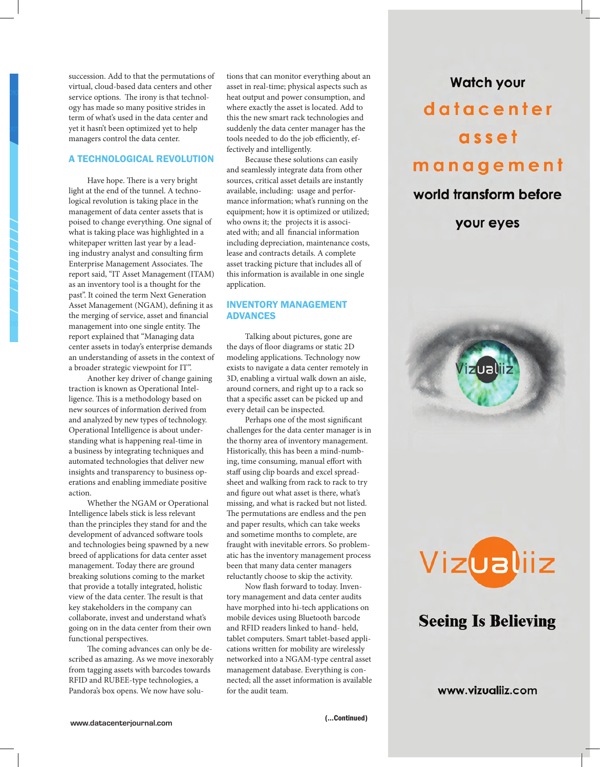succession. Add to that the permutations of virtual, cloud-based data centers and other service options. The irony is that technology has made so many positive strides in term of what's used in the data center and yet it hasn't been optimized yet to help managers control the data center.

## A TECHNOLOGICAL REVOLUTION

Have hope. There is a very bright light at the end of the tunnel. A technological revolution is taking place in the management of data center assets that is poised to change everything. One signal of what is taking place was highlighted in a whitepaper written last year by a leading industry analyst and consulting firm Enterprise Management Associates. The report said, "IT Asset Management (ITAM) as an inventory tool is a thought for the past". It coined the term Next Generation Asset Management (NGAM), defining it as the merging of service, asset and financial management into one single entity. The report explained that "Managing data center assets in today's enterprise demands an understanding of assets in the context of a broader strategic viewpoint for IT".

Another key driver of change gaining traction is known as Operational Intelligence. This is a methodology based on new sources of information derived from and analyzed by new types of technology. Operational Intelligence is about understanding what is happening real-time in a business by integrating techniques and automated technologies that deliver new insights and transparency to business operations and enabling immediate positive action.

Whether the NGAM or Operational Intelligence labels stick is less relevant than the principles they stand for and the development of advanced software tools and technologies being spawned by a new breed of applications for data center asset management. Today there are ground breaking solutions coming to the market that provide a totally integrated, holistic view of the data center. The result is that key stakeholders in the company can collaborate, invest and understand what's going on in the data center from their own functional perspectives.

The coming advances can only be described as amazing. As we move inexorably from tagging assets with barcodes towards RFID and RUBEE-type technologies, a Pandora's box opens. We now have solutions that can monitor everything about an asset in real-time; physical aspects such as heat output and power consumption, and where exactly the asset is located. Add to this the new smart rack technologies and suddenly the data center manager has the tools needed to do the job efficiently, effectively and intelligently.

Because these solutions can easily and seamlessly integrate data from other sources, critical asset details are instantly available, including: usage and performance information; what's running on the equipment; how it is optimized or utilized; who owns it; the projects it is associated with; and all financial information including depreciation, maintenance costs, lease and contracts details. A complete asset tracking picture that includes all of this information is available in one single application.

## INVENTORY MANAGEMENT ADVANCES

Talking about pictures, gone are the days of floor diagrams or static 2D modeling applications. Technology now exists to navigate a data center remotely in 3D, enabling a virtual walk down an aisle, around corners, and right up to a rack so that a specific asset can be picked up and every detail can be inspected.

Perhaps one of the most significant challenges for the data center manager is in the thorny area of inventory management. Historically, this has been a mind-numbing, time consuming, manual effort with staff using clip boards and excel spreadsheet and walking from rack to rack to try and figure out what asset is there, what's missing, and what is racked but not listed. The permutations are endless and the pen and paper results, which can take weeks and sometime months to complete, are fraught with inevitable errors. So problematic has the inventory management process been that many data center managers reluctantly choose to skip the activity.

Now flash forward to today. Inventory management and data center audits have morphed into hi-tech applications on mobile devices using Bluetooth barcode and RFID readers linked to hand- held, tablet computers. Smart tablet-based applications written for mobility are wirelessly networked into a NGAM-type central asset management database. Everything is connected; all the asset information is available for the audit team.

(...Continued)

Watch your **datacenter asset management** world transform before your eyes

Vizualiiz

**Seeing Is Believing**

www.vizualiiz.com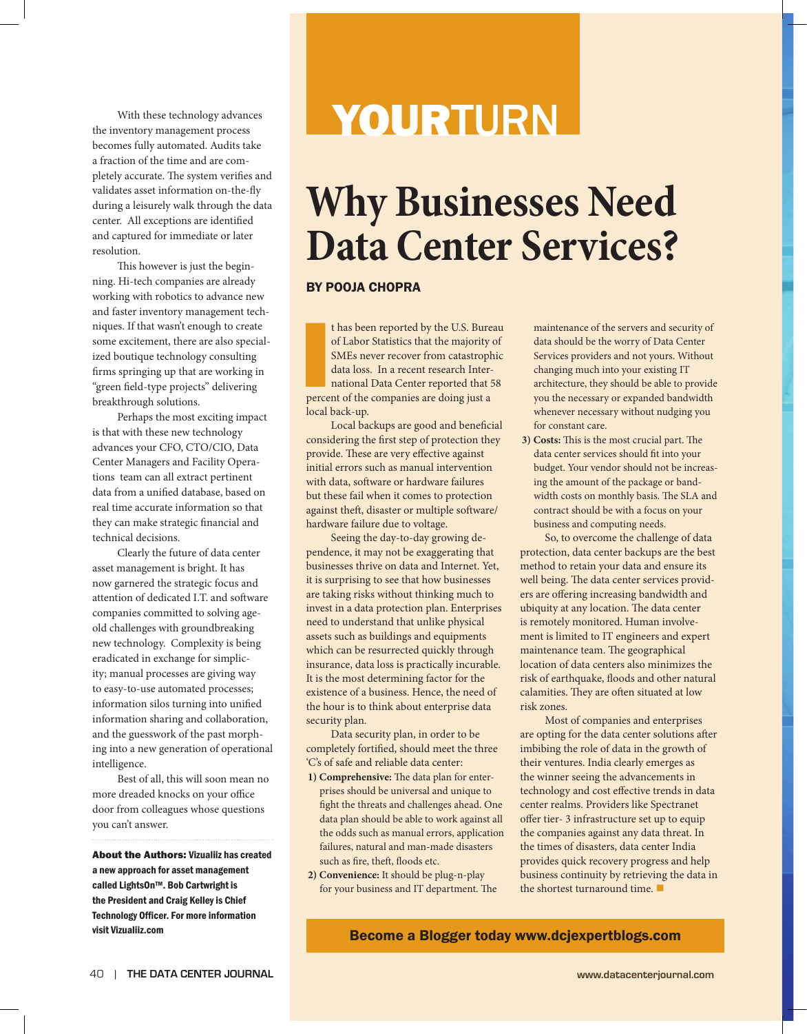With these technology advances the inventory management process becomes fully automated. Audits take a fraction of the time and are completely accurate. The system verifies and validates asset information on-the-fly during a leisurely walk through the data center. All exceptions are identified and captured for immediate or later resolution.

This however is just the beginning. Hi-tech companies are already working with robotics to advance new and faster inventory management techniques. If that wasn't enough to create some excitement, there are also specialized boutique technology consulting firms springing up that are working in "green field-type projects" delivering breakthrough solutions.

Perhaps the most exciting impact is that with these new technology advances your CFO, CTO/CIO, Data Center Managers and Facility Operations team can all extract pertinent data from a unified database, based on real time accurate information so that they can make strategic financial and technical decisions.

Clearly the future of data center asset management is bright. It has now garnered the strategic focus and attention of dedicated I.T. and software companies committed to solving age-old challenges with groundbreaking new technology. Complexity is being eradicated in exchange for simplicity; manual processes are giving way to easy-to-use automated processes; information silos turning into unified information sharing and collaboration, and the guesswork of the past morphing into a new generation of operational intelligence.

Best of all, this will soon mean no more dreaded knocks on your office door from colleagues whose questions you can't answer.

**About the Authors: Vizualiiz has created a new approach for asset management called LightsOn™. Bob Cartwright is the President and Craig Kelley is Chief Technology Officer. For more information visit Vizualiiz.com**

# YOURTURN

# Why Businesses Need Data Center Services?

**BY POOJA CHOPRA**

It has been reported by the U.S. Bureau of Labor Statistics that the majority of SMEs never recover from catastrophic data loss. In a recent research International Data Center reported that 58 percent of the companies are doing just a local back-up.

Local backups are good and beneficial considering the first step of protection they provide. These are very effective against initial errors such as manual intervention with data, software or hardware failures but these fail when it comes to protection against theft, disaster or multiple software/hardware failure due to voltage.

Seeing the day-to-day growing dependence, it may not be exaggerating that businesses thrive on data and Internet. Yet, it is surprising to see that how businesses are taking risks without thinking much to invest in a data protection plan. Enterprises need to understand that unlike physical assets such as buildings and equipments which can be resurrected quickly through insurance, data loss is practically incurable. It is the most determining factor for the existence of a business. Hence, the need of the hour is to think about enterprise data security plan.

Data security plan, in order to be completely fortified, should meet the three 'C's of safe and reliable data center:

1) **Comprehensive:** The data plan for enterprises should be universal and unique to fight the threats and challenges ahead. One data plan should be able to work against all the odds such as manual errors, application failures, natural and man-made disasters such as fire, theft, floods etc.
2) **Convenience:** It should be plug-n-play for your business and IT department. The maintenance of the servers and security of data should be the worry of Data Center Services providers and not yours. Without changing much into your existing IT architecture, they should be able to provide you the necessary or expanded bandwidth whenever necessary without nudging you for constant care.
3) **Costs:** This is the most crucial part. The data center services should fit into your budget. Your vendor should not be increasing the amount of the package or bandwidth costs on monthly basis. The SLA and contract should be with a focus on your business and computing needs.

So, to overcome the challenge of data protection, data center backups are the best method to retain your data and ensure its well being. The data center services providers are offering increasing bandwidth and ubiquity at any location. The data center is remotely monitored. Human involvement is limited to IT engineers and expert maintenance team. The geographical location of data centers also minimizes the risk of earthquake, floods and other natural calamities. They are often situated at low risk zones.

Most of companies and enterprises are opting for the data center solutions after imbibing the role of data in the growth of their ventures. India clearly emerges as the winner seeing the advancements in technology and cost effective trends in data center realms. Providers like Spectranet offer tier- 3 infrastructure set up to equip the companies against any data threat. In the times of disasters, data center India provides quick recovery progress and help business continuity by retrieving the data in the shortest turnaround time. ■

**Become a Blogger today www.dcjexpertblogs.com**